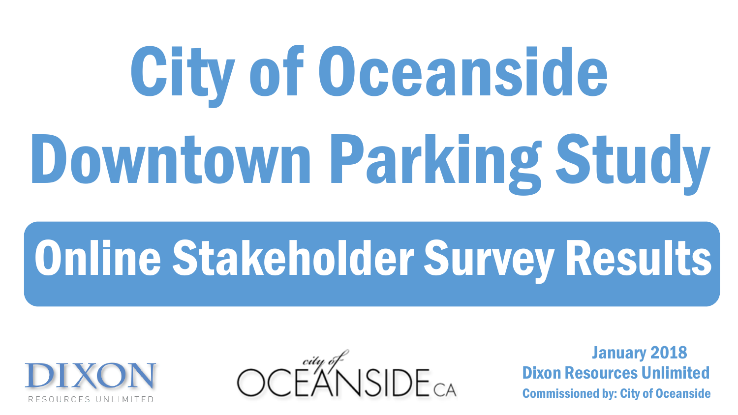# City of Oceanside Downtown Parking Study

## Online Stakeholder Survey Results

DIXON
RESOURCES UNLIMITED

city of OCEANSIDE CA

January 2018
Dixon Resources Unlimited
Commissioned by: City of Oceanside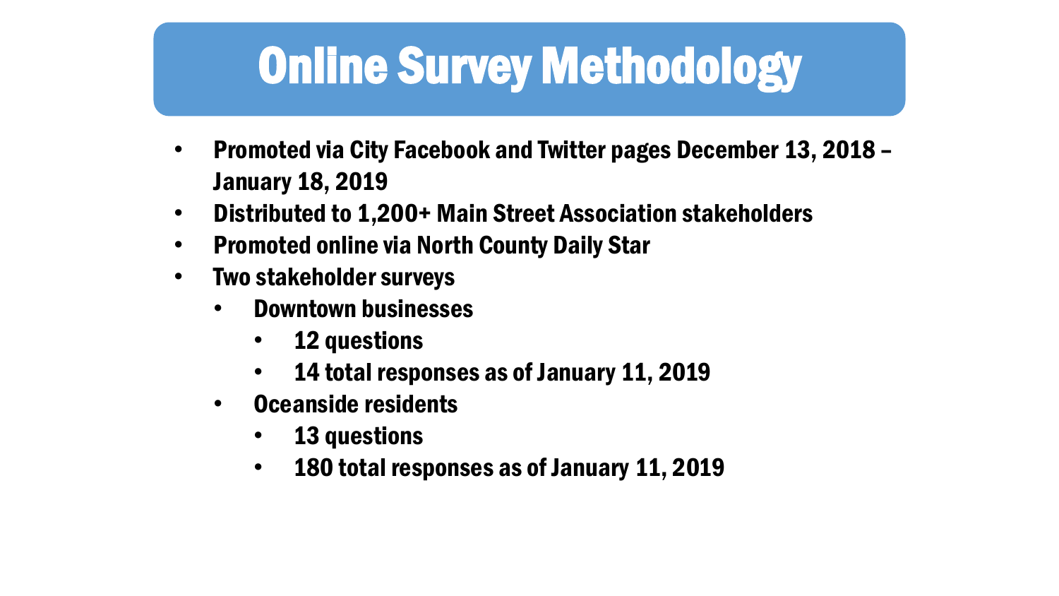# Online Survey Methodology

- Promoted via City Facebook and Twitter pages December 13, 2018 – January 18, 2019
- Distributed to 1,200+ Main Street Association stakeholders
- Promoted online via North County Daily Star
- Two stakeholder surveys
  - Downtown businesses
    - 12 questions
    - 14 total responses as of January 11, 2019
  - Oceanside residents
    - 13 questions
    - 180 total responses as of January 11, 2019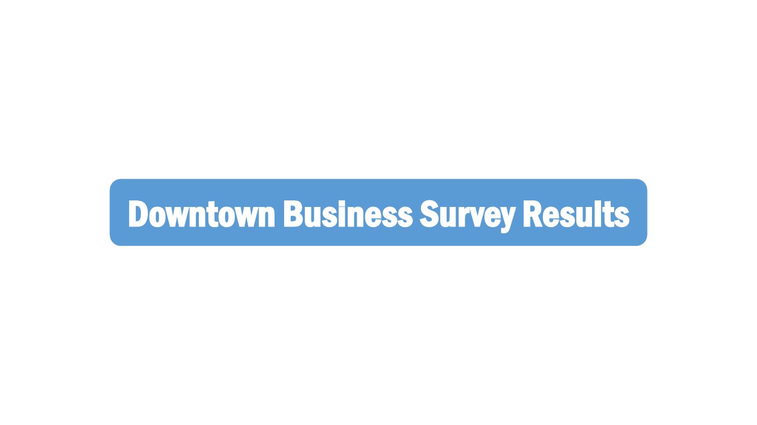# Downtown Business Survey Results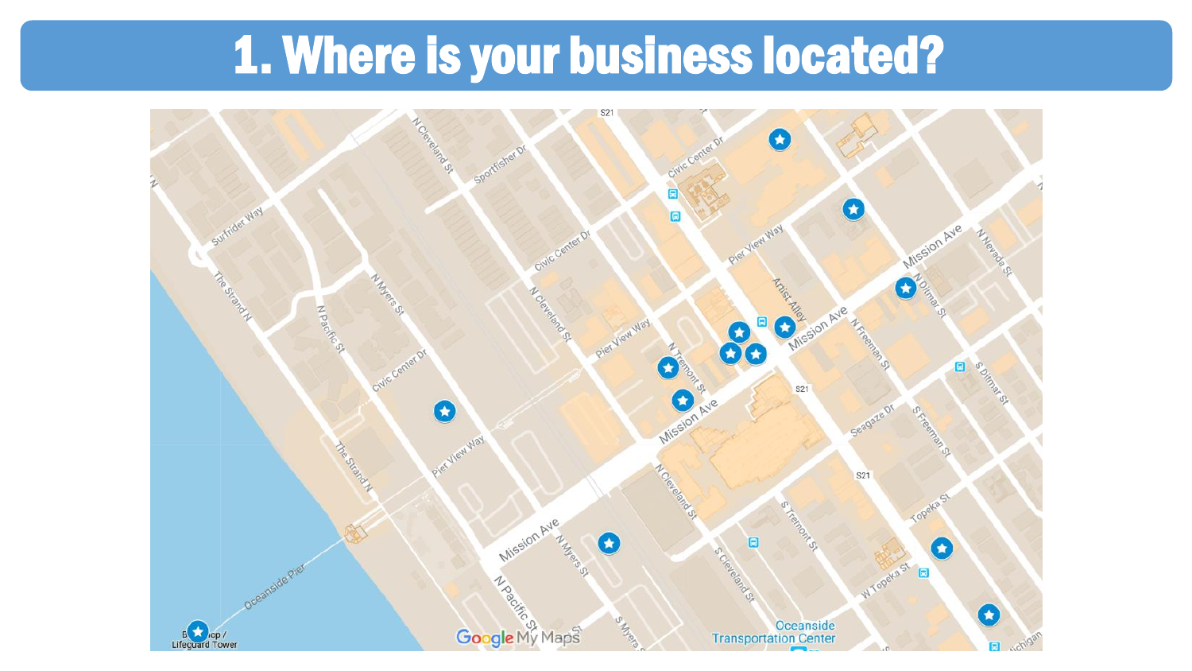# 1. Where is your business located?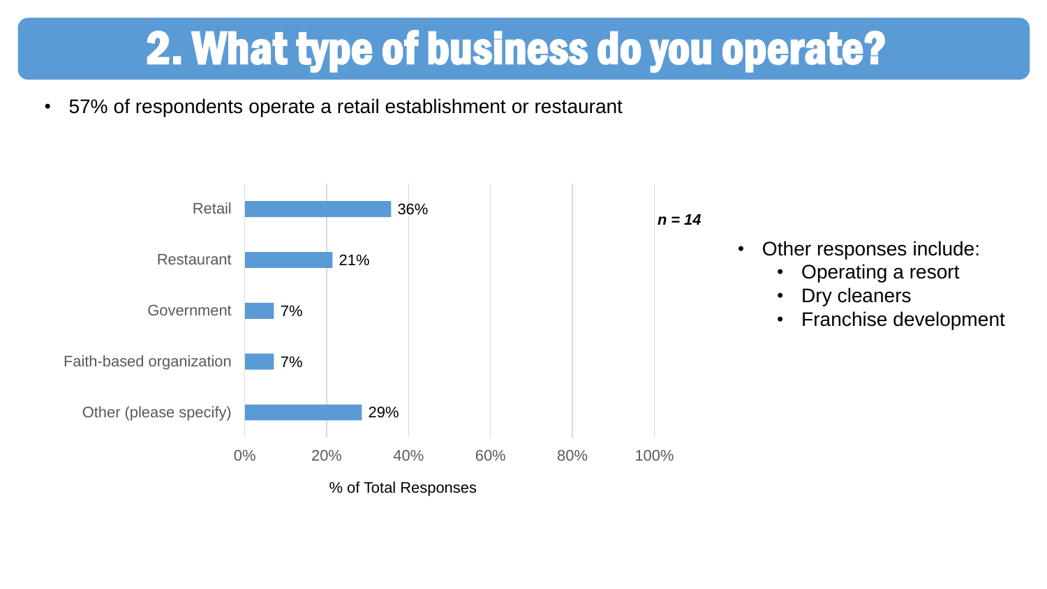# 2. What type of business do you operate?

- 57% of respondents operate a retail establishment or restaurant

| Business type | % of Total Responses |
| --- | --- |
| Retail | 36% |
| Restaurant | 21% |
| Government | 7% |
| Faith-based organization | 7% |
| Other (please specify) | 29% |

***n = 14***

- Other responses include:
  - Operating a resort
  - Dry cleaners
  - Franchise development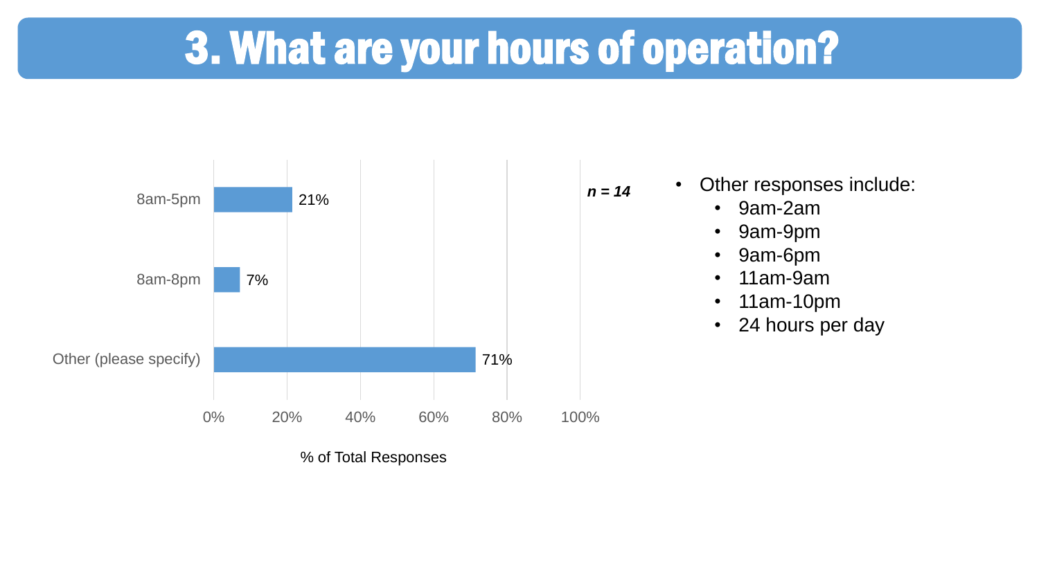# 3. What are your hours of operation?

*n = 14*

| Response | % of Total Responses |
|---|---|
| 8am-5pm | 21% |
| 8am-8pm | 7% |
| Other (please specify) | 71% |

- Other responses include:
  - 9am-2am
  - 9am-9pm
  - 9am-6pm
  - 11am-9am
  - 11am-10pm
  - 24 hours per day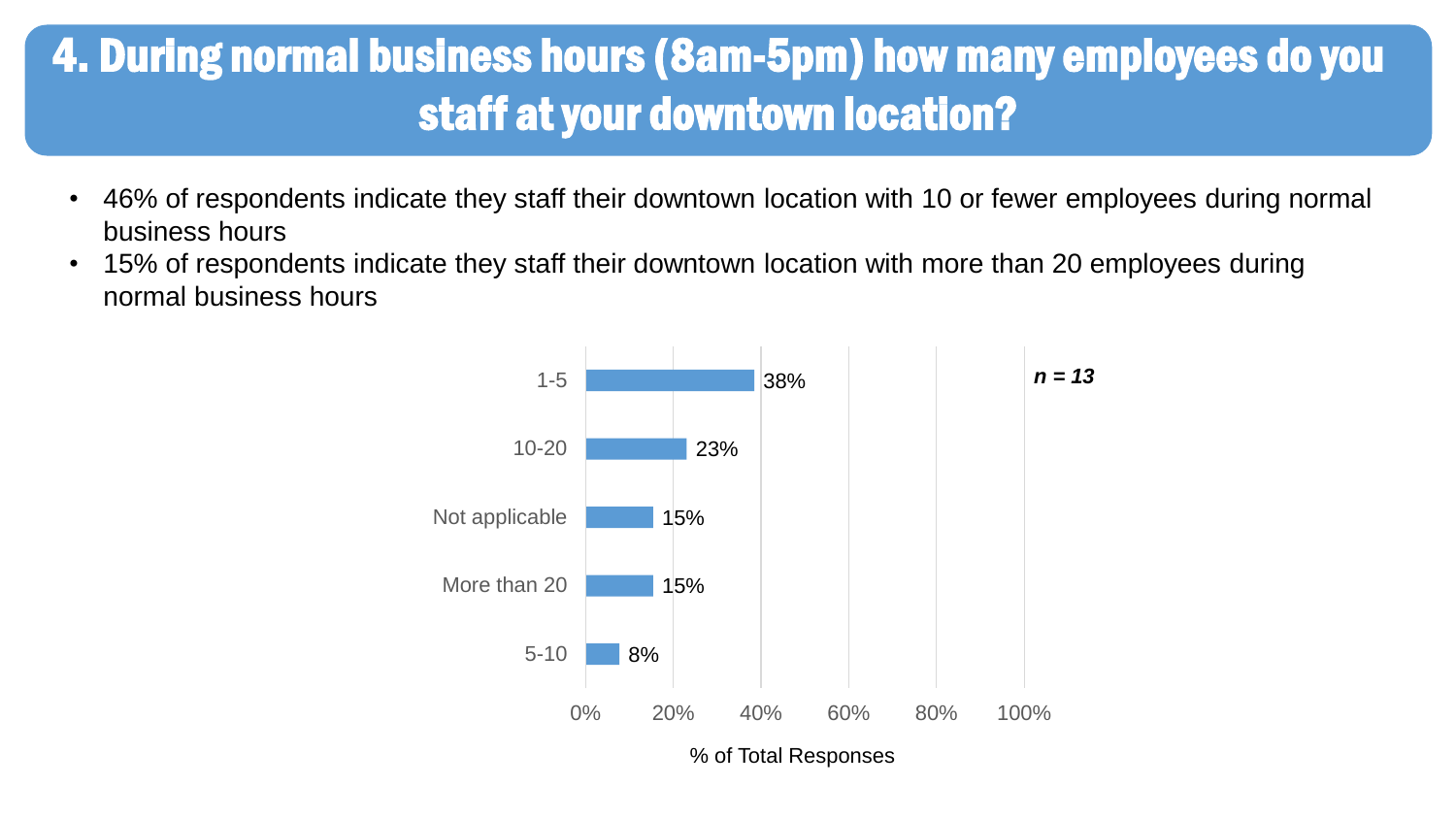# 4. During normal business hours (8am-5pm) how many employees do you staff at your downtown location?

- 46% of respondents indicate they staff their downtown location with 10 or fewer employees during normal business hours
- 15% of respondents indicate they staff their downtown location with more than 20 employees during normal business hours

| Response | % of Total Responses |
| --- | --- |
| 1-5 | 38% |
| 10-20 | 23% |
| Not applicable | 15% |
| More than 20 | 15% |
| 5-10 | 8% |

***n = 13***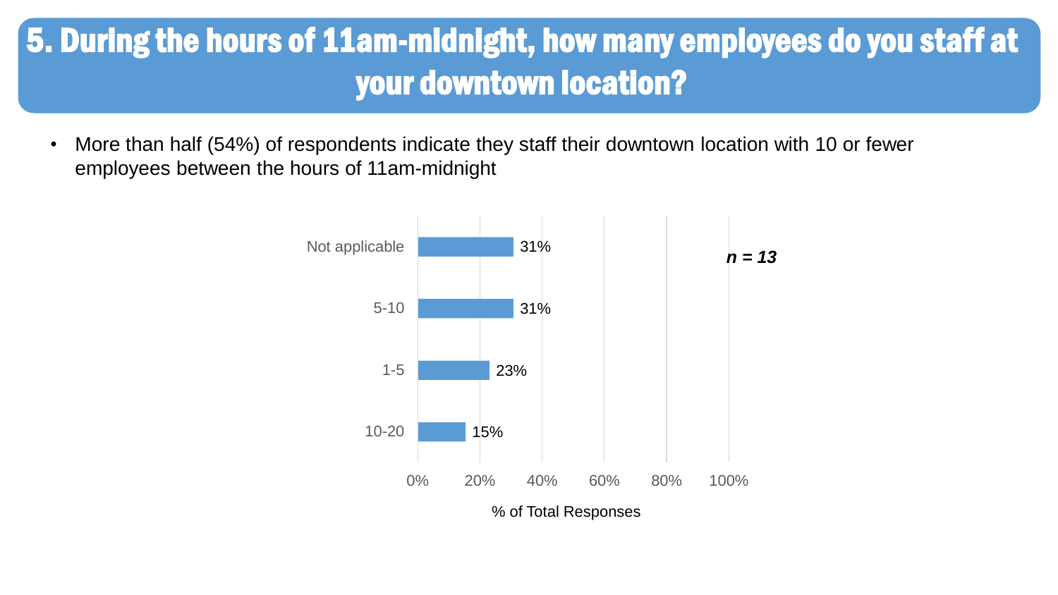# 5. During the hours of 11am-midnight, how many employees do you staff at your downtown location?

- More than half (54%) of respondents indicate they staff their downtown location with 10 or fewer employees between the hours of 11am-midnight

| Response | % of Total Responses |
| --- | --- |
| Not applicable | 31% |
| 5-10 | 31% |
| 1-5 | 23% |
| 10-20 | 15% |

*n = 13*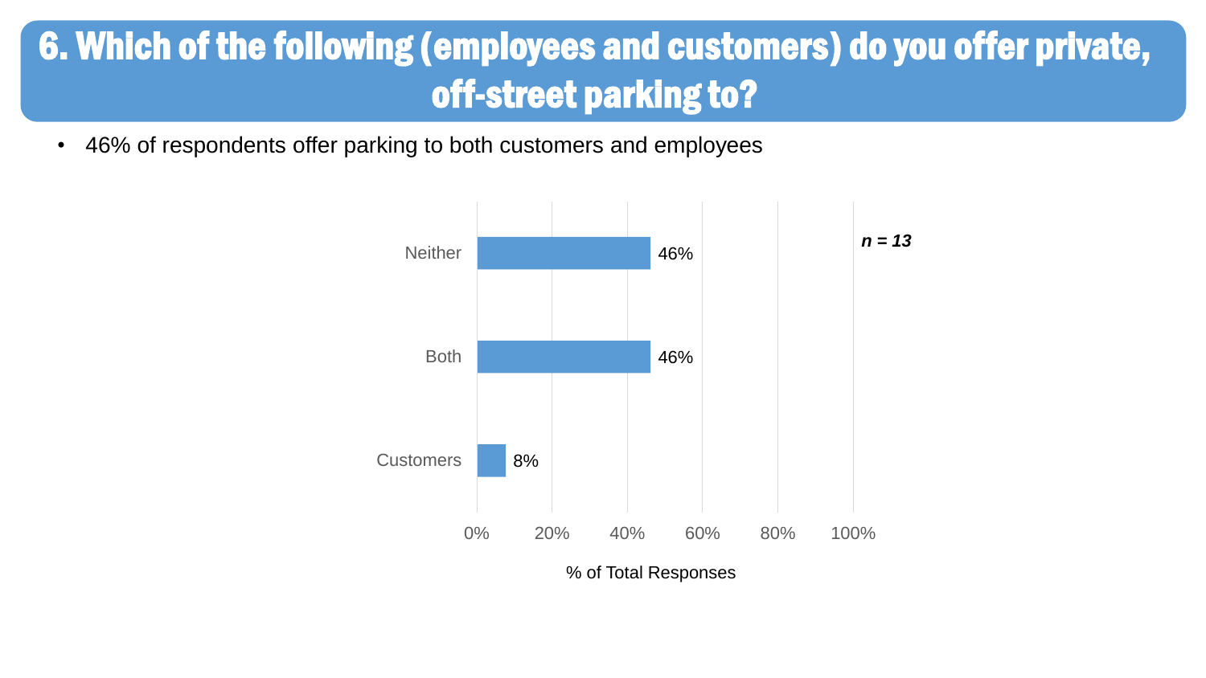# 6. Which of the following (employees and customers) do you offer private, off-street parking to?

- 46% of respondents offer parking to both customers and employees

| Response | % of Total Responses |
|---|---|
| Neither | 46% |
| Both | 46% |
| Customers | 8% |

*n = 13*

% of Total Responses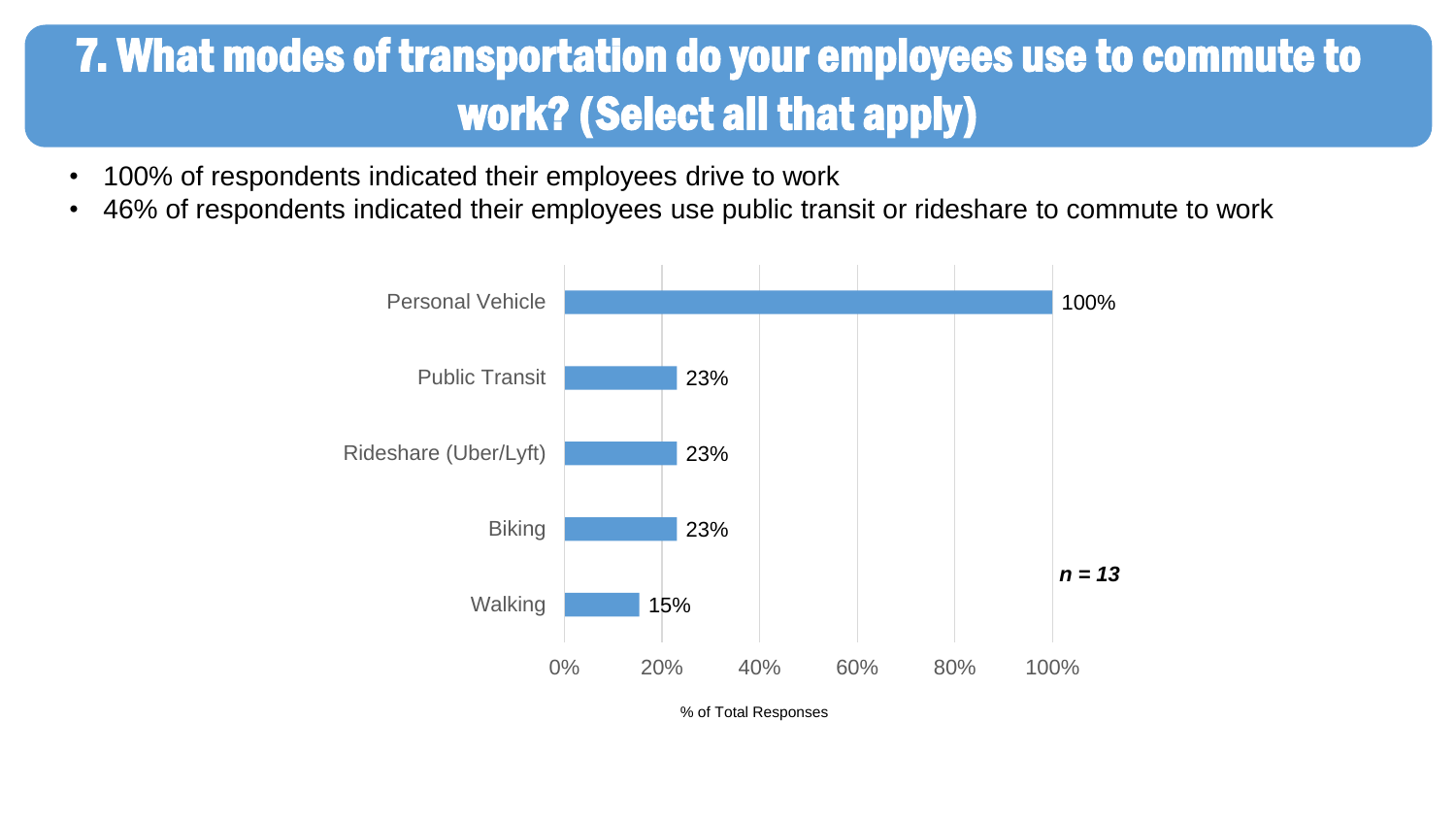# 7. What modes of transportation do your employees use to commute to work? (Select all that apply)

- 100% of respondents indicated their employees drive to work
- 46% of respondents indicated their employees use public transit or rideshare to commute to work

| Mode | % of Total Responses |
| --- | --- |
| Personal Vehicle | 100% |
| Public Transit | 23% |
| Rideshare (Uber/Lyft) | 23% |
| Biking | 23% |
| Walking | 15% |

***n = 13***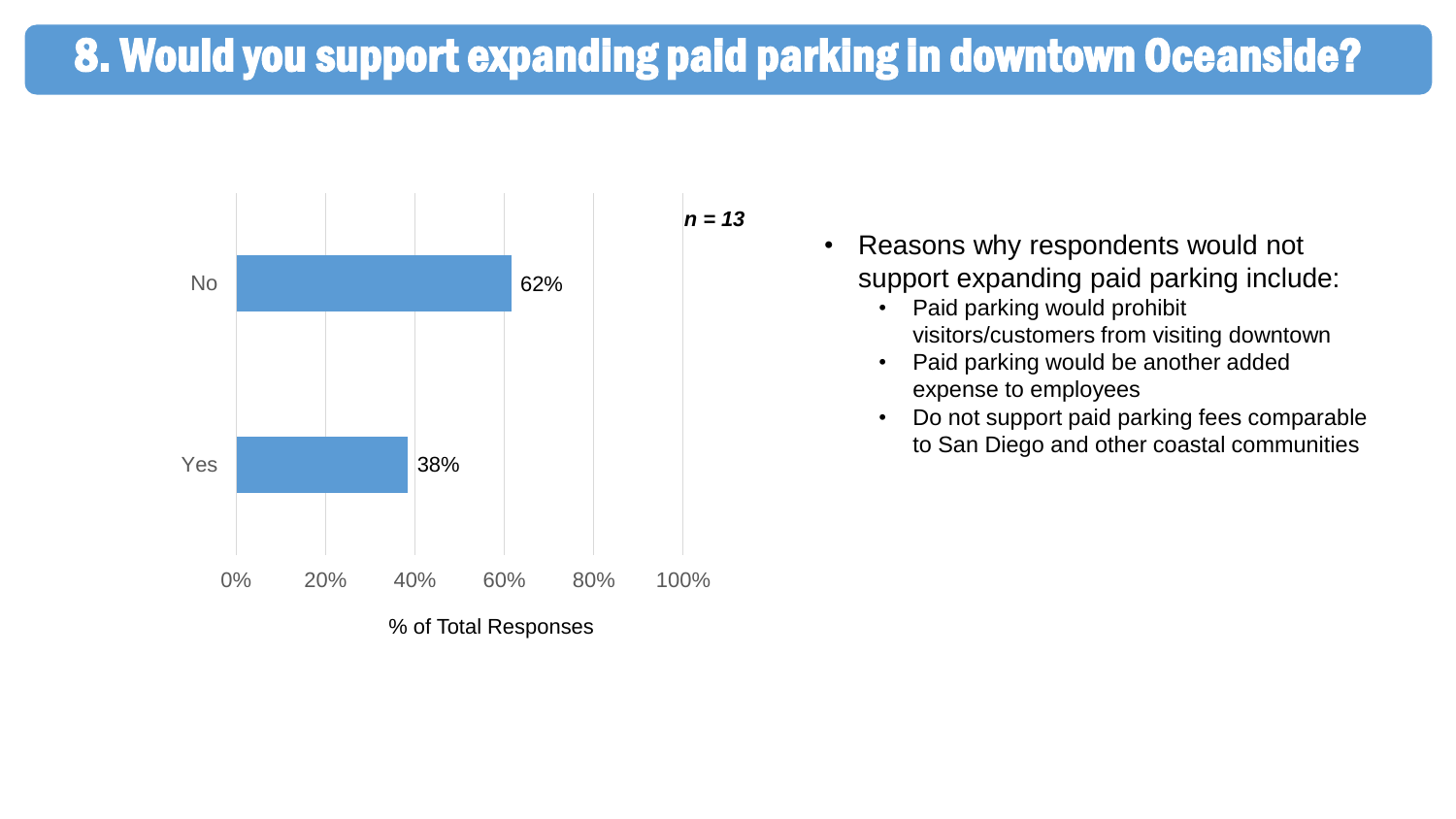# 8. Would you support expanding paid parking in downtown Oceanside?

*n = 13*

| Response | % of Total Responses |
| --- | --- |
| No | 62% |
| Yes | 38% |

- Reasons why respondents would not support expanding paid parking include:
  - Paid parking would prohibit visitors/customers from visiting downtown
  - Paid parking would be another added expense to employees
  - Do not support paid parking fees comparable to San Diego and other coastal communities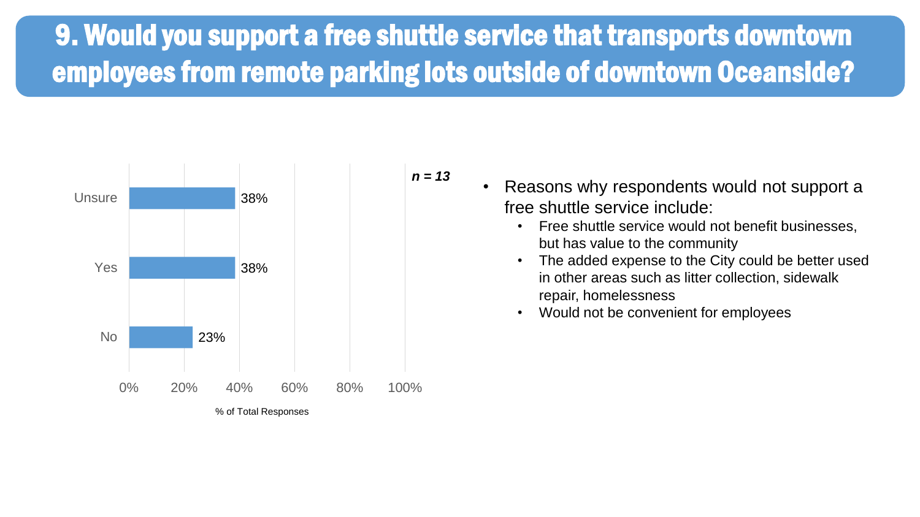# 9. Would you support a free shuttle service that transports downtown employees from remote parking lots outside of downtown Oceanside?

*n = 13*

| Response | % of Total Responses |
|---|---|
| Unsure | 38% |
| Yes | 38% |
| No | 23% |

- Reasons why respondents would not support a free shuttle service include:
  - Free shuttle service would not benefit businesses, but has value to the community
  - The added expense to the City could be better used in other areas such as litter collection, sidewalk repair, homelessness
  - Would not be convenient for employees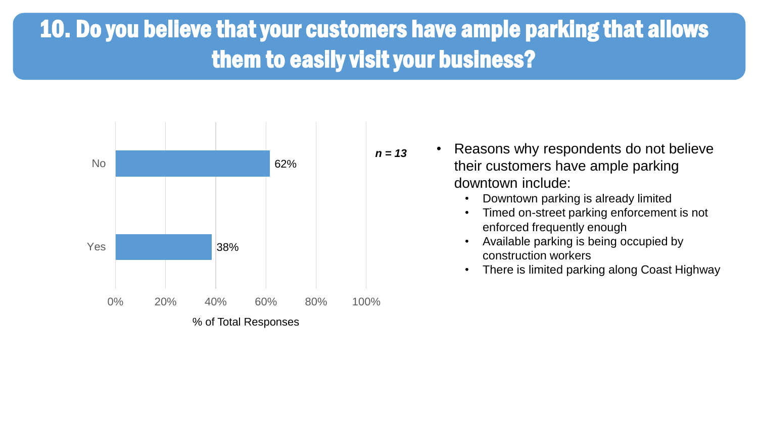# 10. Do you believe that your customers have ample parking that allows them to easily visit your business?

| Response | % of Total Responses |
| --- | --- |
| No | 62% |
| Yes | 38% |

*n = 13*

- Reasons why respondents do not believe their customers have ample parking downtown include:
  - Downtown parking is already limited
  - Timed on-street parking enforcement is not enforced frequently enough
  - Available parking is being occupied by construction workers
  - There is limited parking along Coast Highway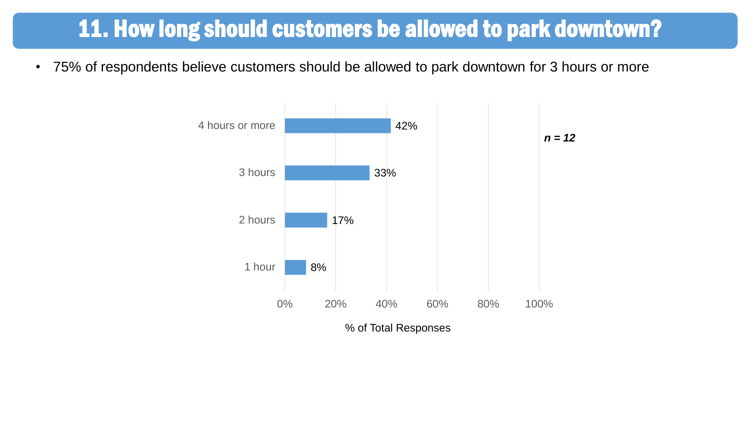# 11. How long should customers be allowed to park downtown?

- 75% of respondents believe customers should be allowed to park downtown for 3 hours or more

| Response | % of Total Responses |
|---|---|
| 4 hours or more | 42% |
| 3 hours | 33% |
| 2 hours | 17% |
| 1 hour | 8% |

*n = 12*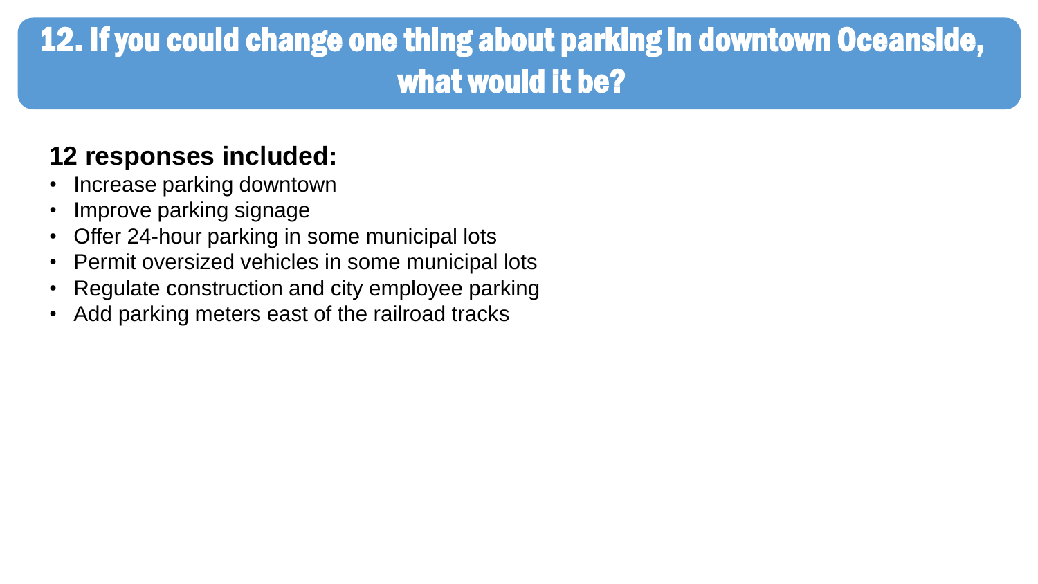# 12. If you could change one thing about parking in downtown Oceanside, what would it be?

**12 responses included:**

- Increase parking downtown
- Improve parking signage
- Offer 24-hour parking in some municipal lots
- Permit oversized vehicles in some municipal lots
- Regulate construction and city employee parking
- Add parking meters east of the railroad tracks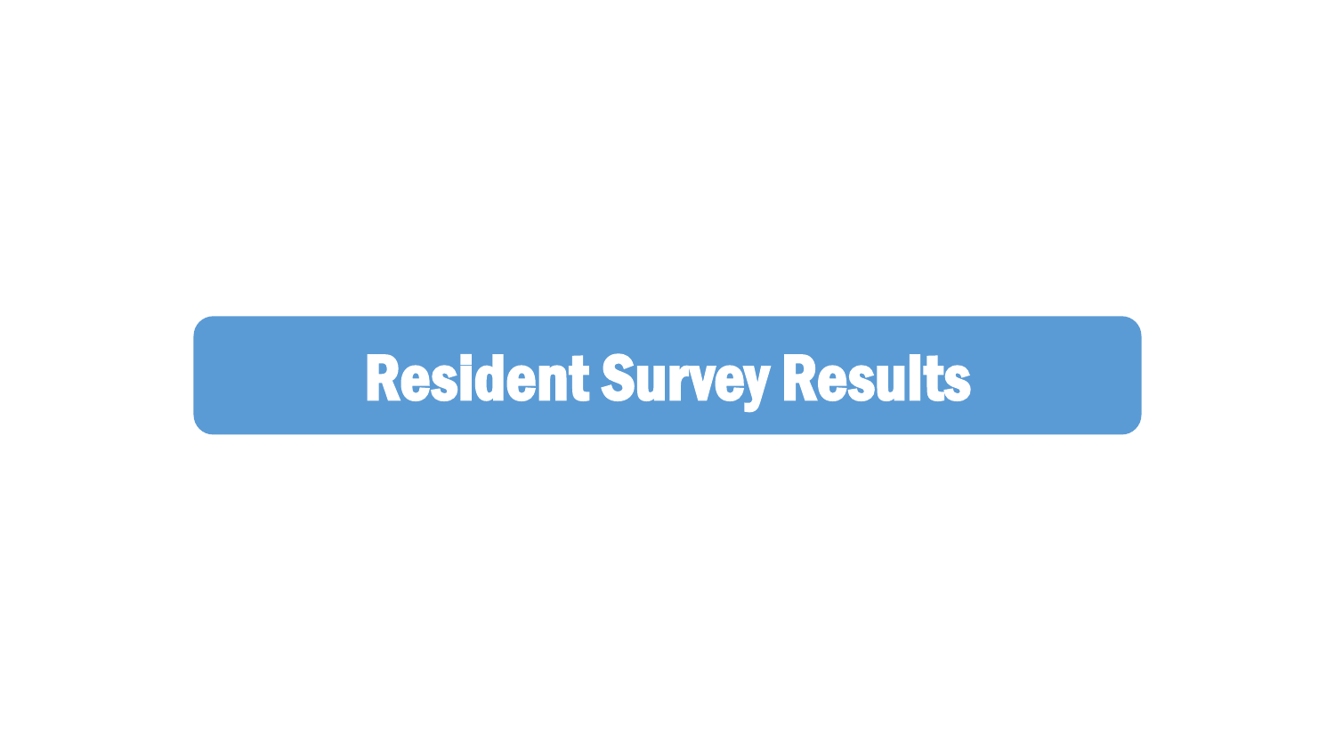# Resident Survey Results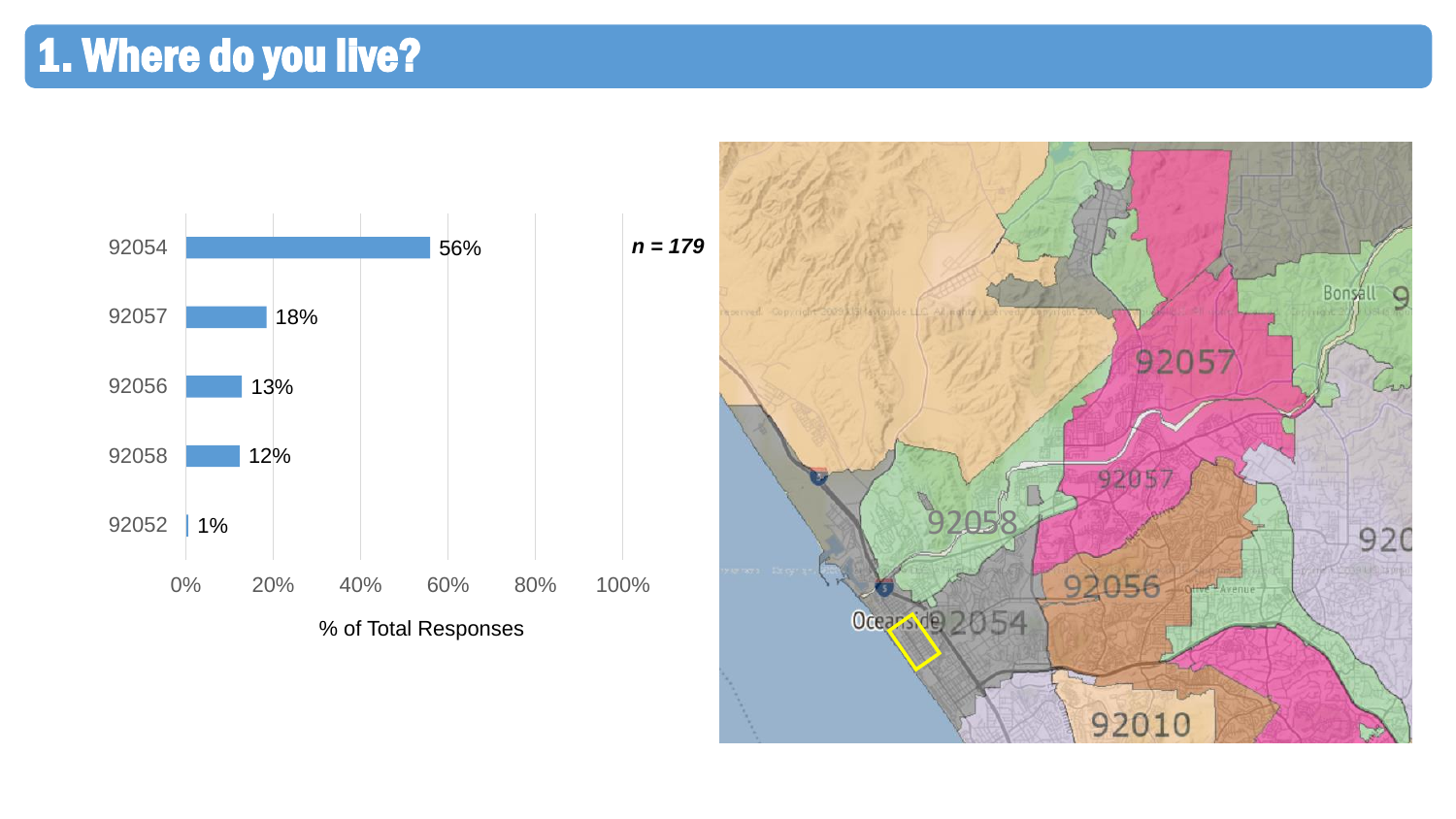# 1. Where do you live?

*n = 179*

| ZIP Code | % of Total Responses |
|---|---|
| 92054 | 56% |
| 92057 | 18% |
| 92056 | 13% |
| 92058 | 12% |
| 92052 | 1% |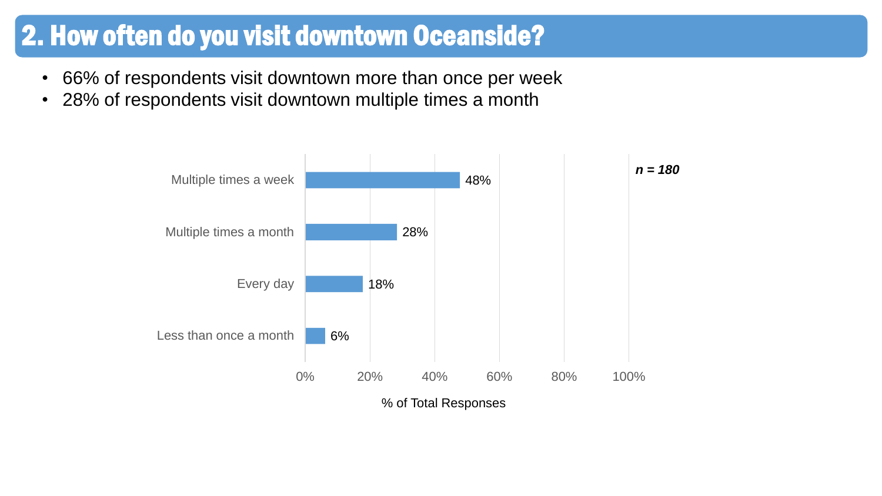## 2. How often do you visit downtown Oceanside?

- 66% of respondents visit downtown more than once per week
- 28% of respondents visit downtown multiple times a month

*n = 180*

| Response | % of Total Responses |
|---|---|
| Multiple times a week | 48% |
| Multiple times a month | 28% |
| Every day | 18% |
| Less than once a month | 6% |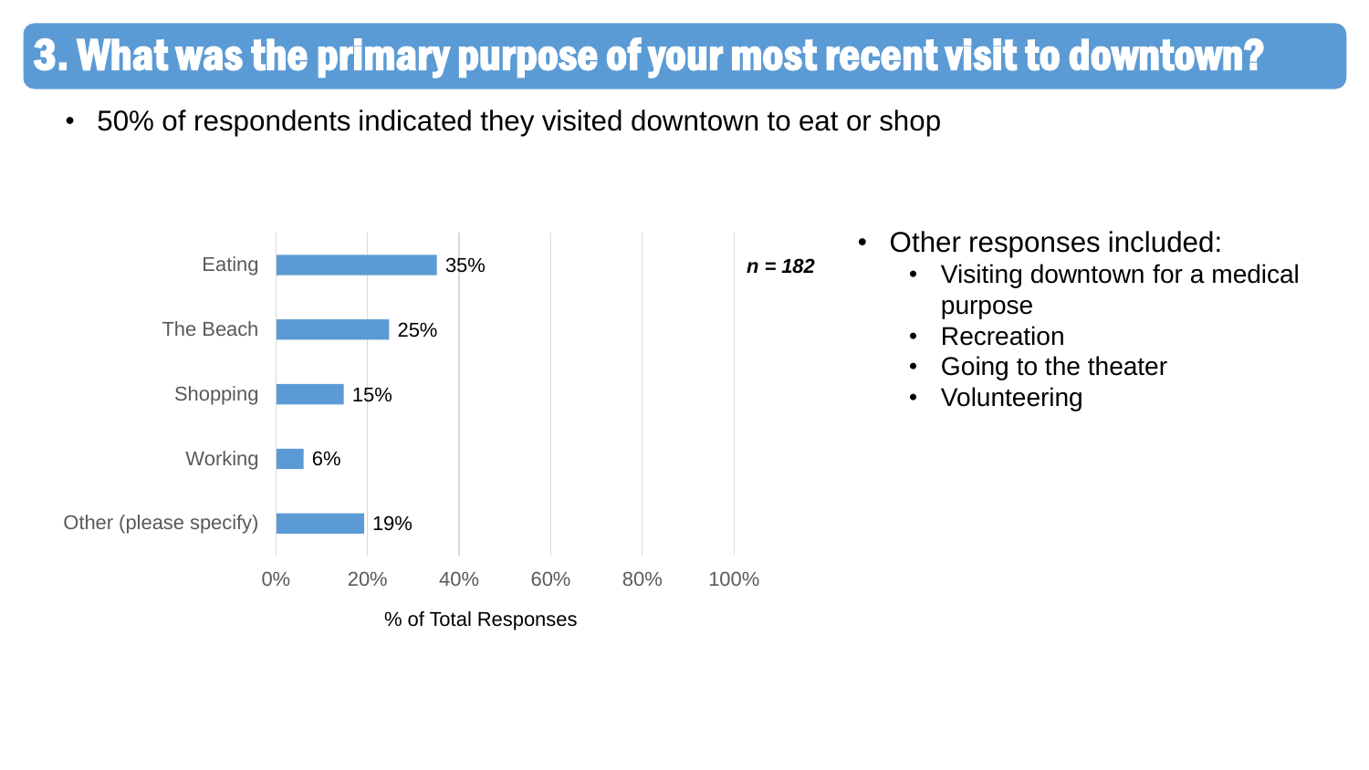# 3. What was the primary purpose of your most recent visit to downtown?

- 50% of respondents indicated they visited downtown to eat or shop

| Purpose | % of Total Responses |
| --- | --- |
| Eating | 35% |
| The Beach | 25% |
| Shopping | 15% |
| Working | 6% |
| Other (please specify) | 19% |

*n = 182*

- Other responses included:
  - Visiting downtown for a medical purpose
  - Recreation
  - Going to the theater
  - Volunteering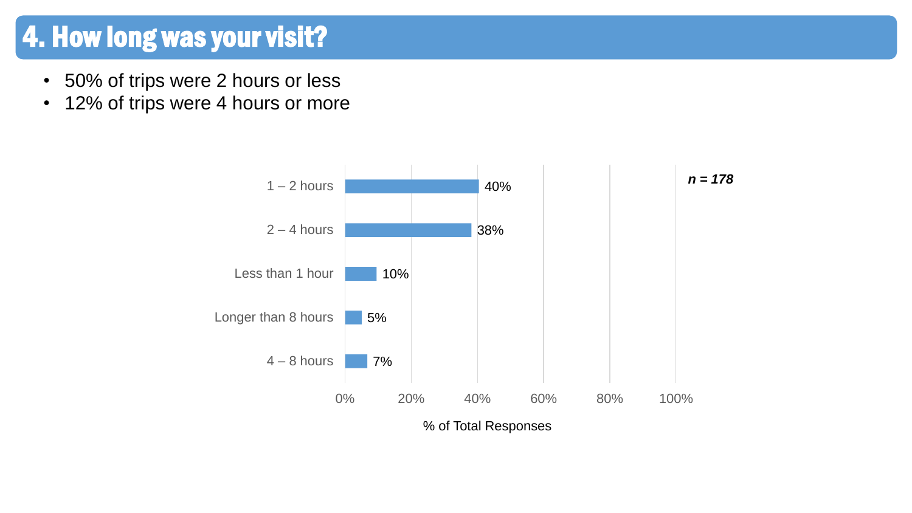# 4. How long was your visit?

- 50% of trips were 2 hours or less
- 12% of trips were 4 hours or more

*n = 178*

| Visit length | % of Total Responses |
|---|---|
| 1 – 2 hours | 40% |
| 2 – 4 hours | 38% |
| Less than 1 hour | 10% |
| Longer than 8 hours | 5% |
| 4 – 8 hours | 7% |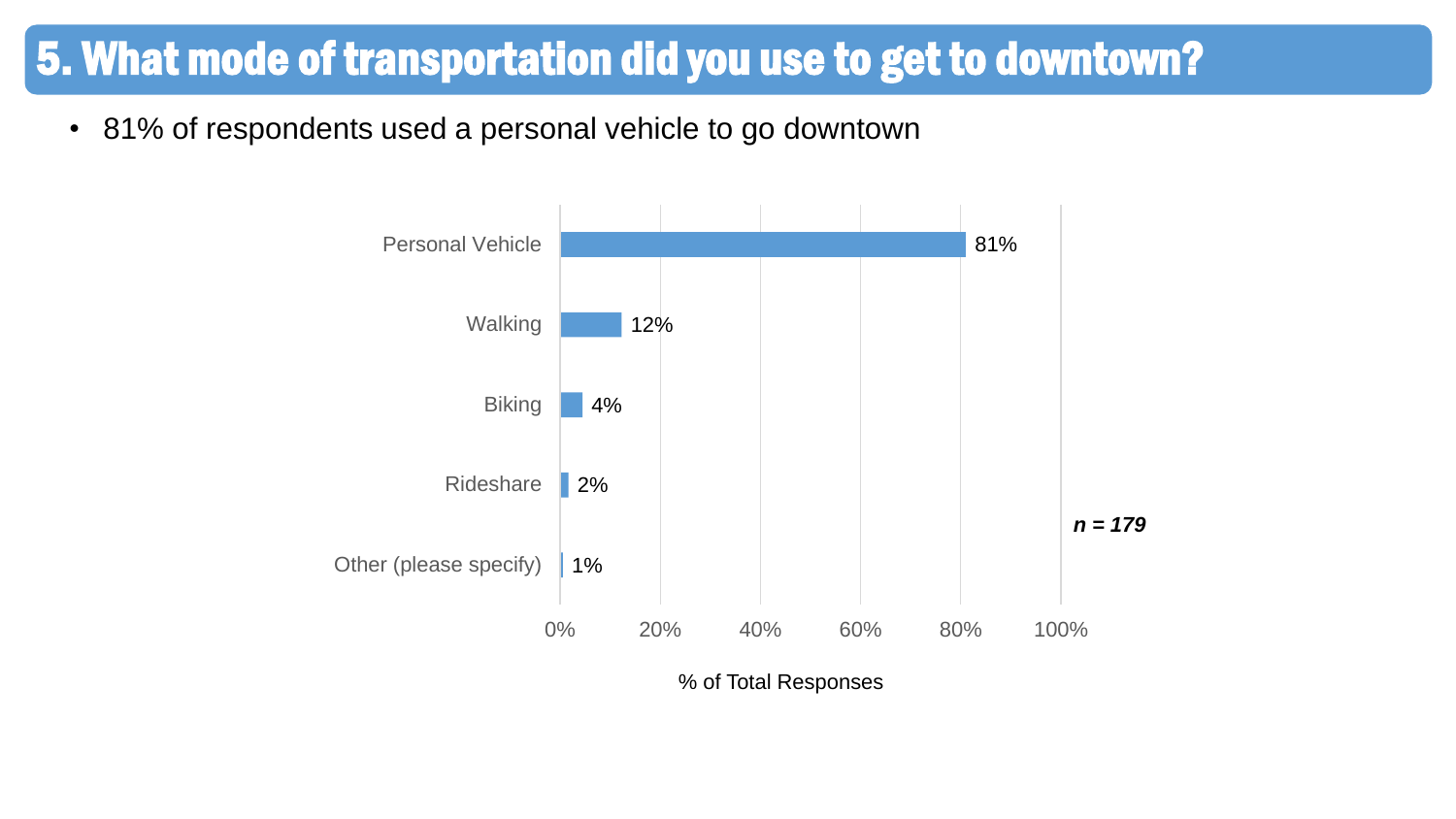# 5. What mode of transportation did you use to get to downtown?

- 81% of respondents used a personal vehicle to go downtown

| Mode | % of Total Responses |
|---|---|
| Personal Vehicle | 81% |
| Walking | 12% |
| Biking | 4% |
| Rideshare | 2% |
| Other (please specify) | 1% |

***n = 179***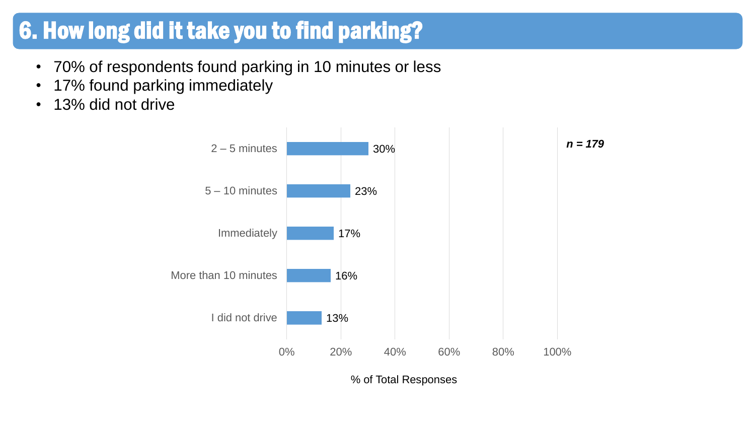# 6. How long did it take you to find parking?

- 70% of respondents found parking in 10 minutes or less
- 17% found parking immediately
- 13% did not drive

*n = 179*

| Response | % of Total Responses |
|---|---|
| 2 – 5 minutes | 30% |
| 5 – 10 minutes | 23% |
| Immediately | 17% |
| More than 10 minutes | 16% |
| I did not drive | 13% |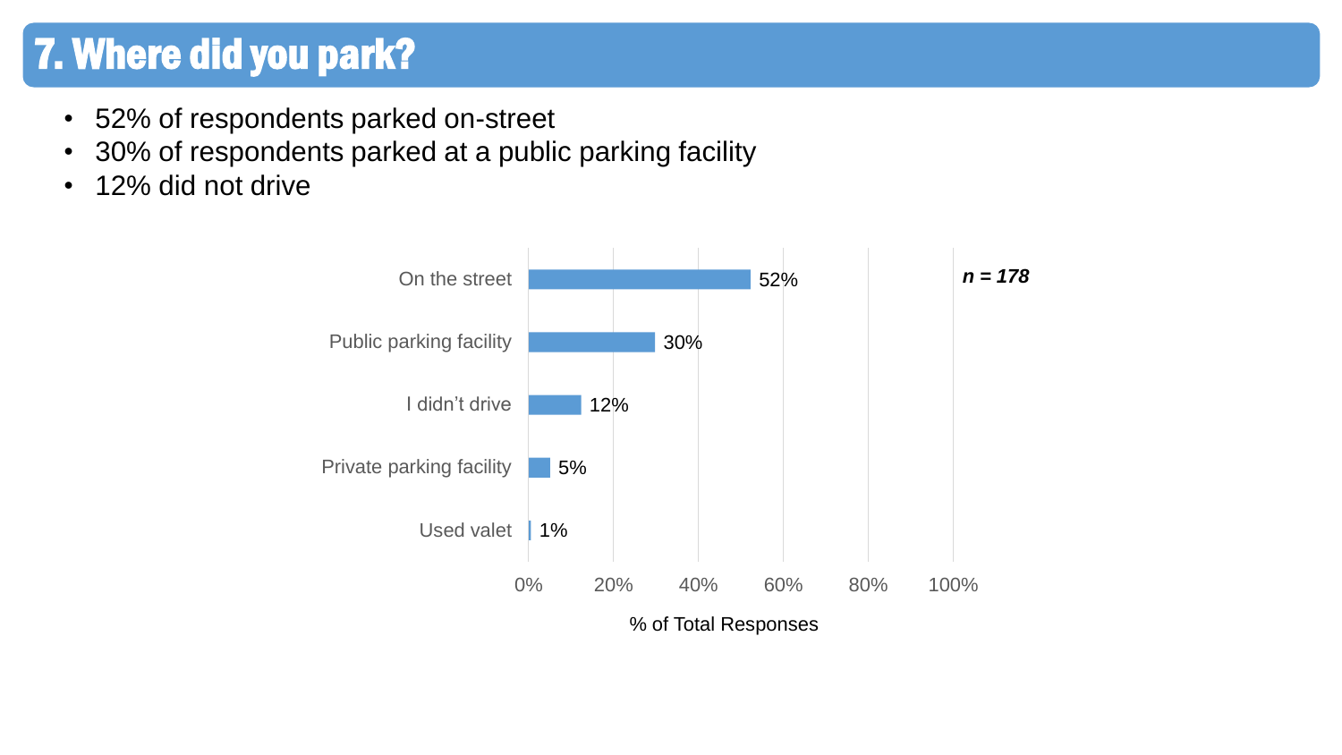# 7. Where did you park?

- 52% of respondents parked on-street
- 30% of respondents parked at a public parking facility
- 12% did not drive

| Response | % of Total Responses |
|---|---|
| On the street | 52% |
| Public parking facility | 30% |
| I didn't drive | 12% |
| Private parking facility | 5% |
| Used valet | 1% |

*n = 178*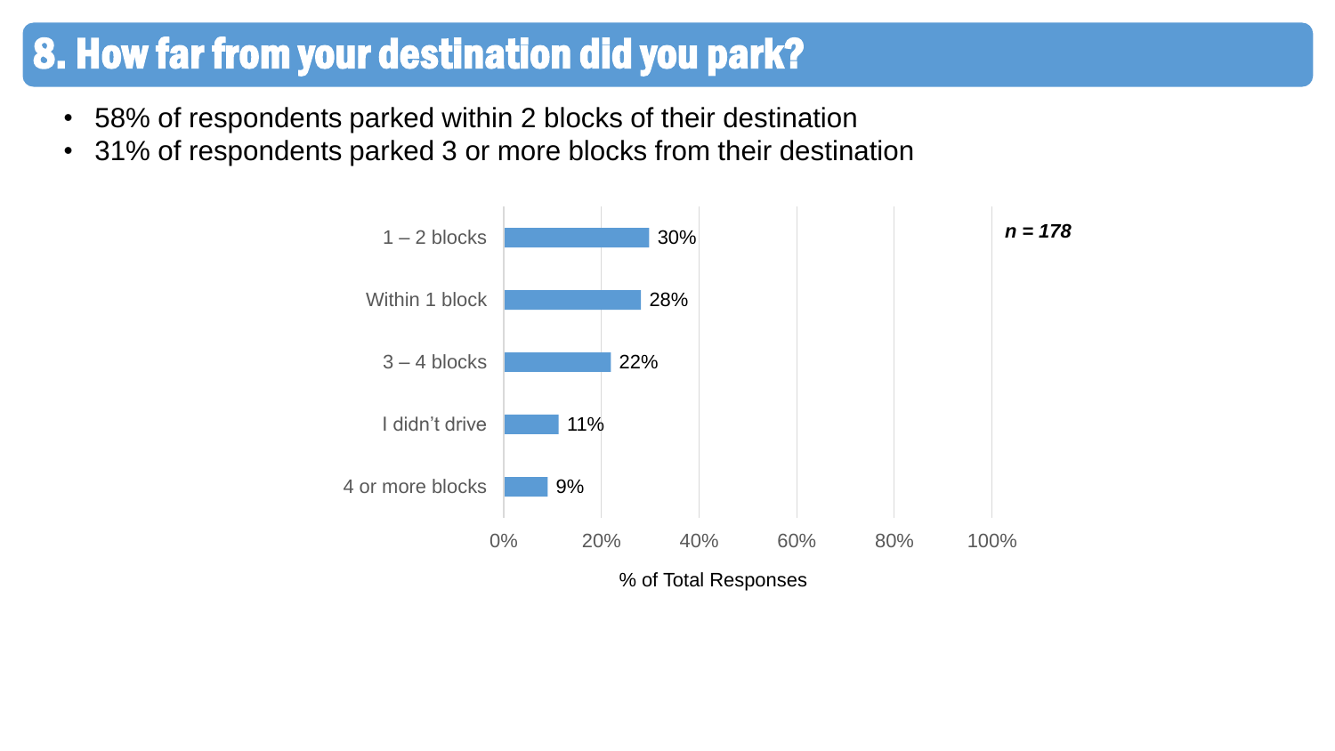# 8. How far from your destination did you park?

- 58% of respondents parked within 2 blocks of their destination
- 31% of respondents parked 3 or more blocks from their destination

*n = 178*

| Response | % of Total Responses |
|---|---|
| 1 – 2 blocks | 30% |
| Within 1 block | 28% |
| 3 – 4 blocks | 22% |
| I didn't drive | 11% |
| 4 or more blocks | 9% |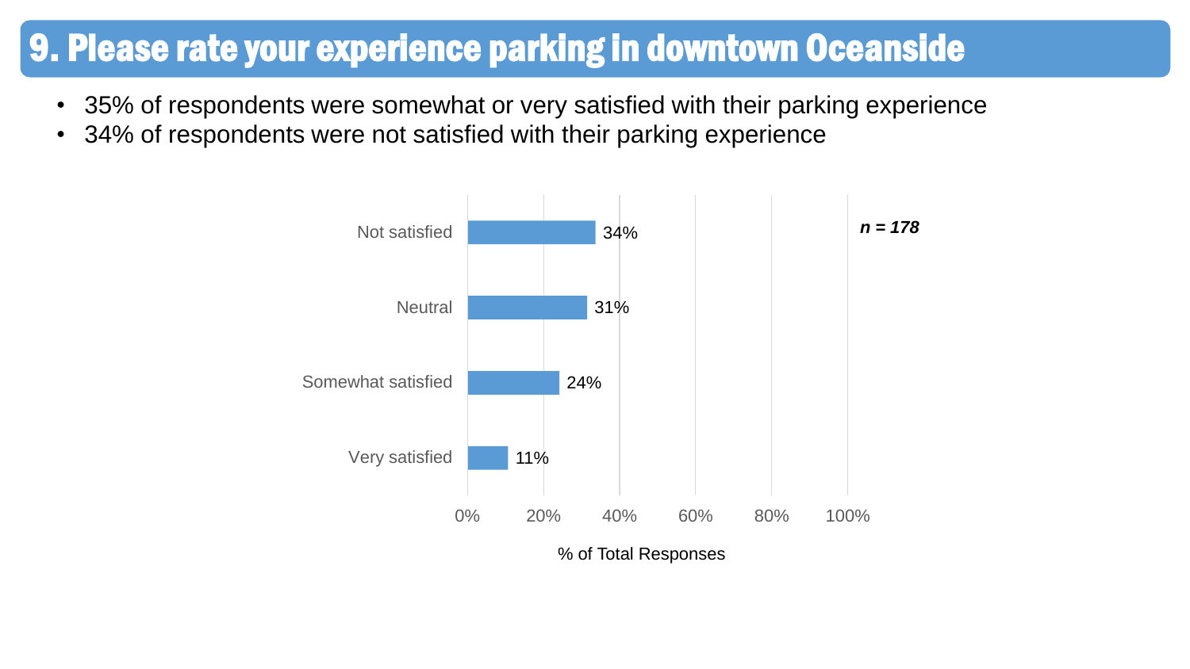# 9. Please rate your experience parking in downtown Oceanside

- 35% of respondents were somewhat or very satisfied with their parking experience
- 34% of respondents were not satisfied with their parking experience

| Response | % of Total Responses |
|---|---|
| Not satisfied | 34% |
| Neutral | 31% |
| Somewhat satisfied | 24% |
| Very satisfied | 11% |

*n = 178*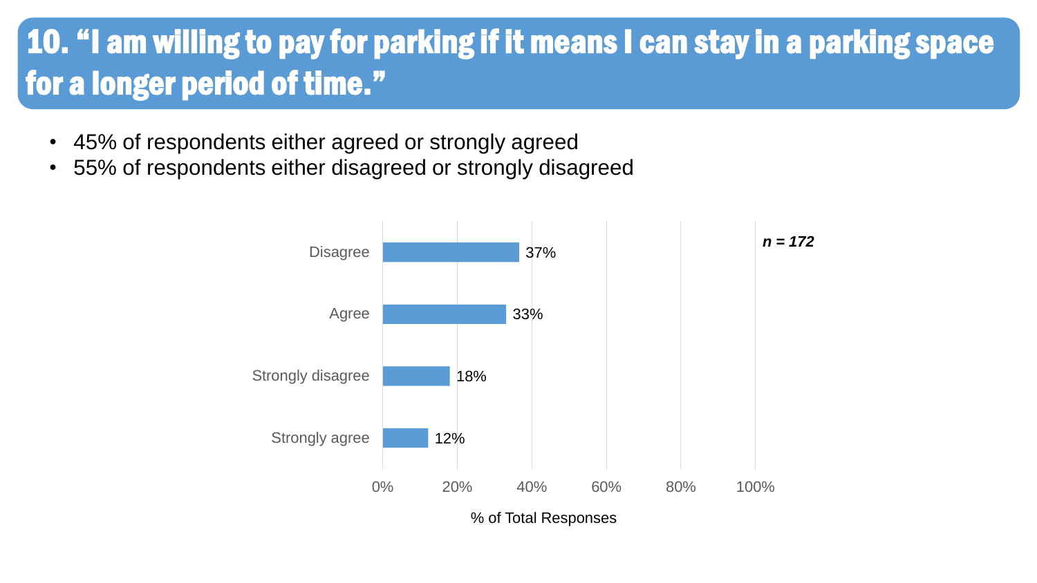# 10. "I am willing to pay for parking if it means I can stay in a parking space for a longer period of time."

- 45% of respondents either agreed or strongly agreed
- 55% of respondents either disagreed or strongly disagreed

| Response | % of Total Responses |
| --- | --- |
| Disagree | 37% |
| Agree | 33% |
| Strongly disagree | 18% |
| Strongly agree | 12% |

*n = 172*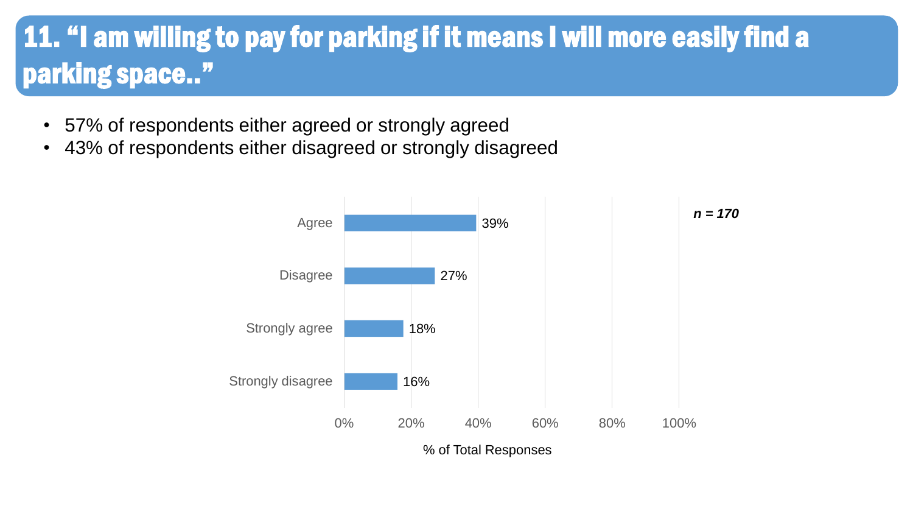# 11. “I am willing to pay for parking if it means I will more easily find a parking space..”

- 57% of respondents either agreed or strongly agreed
- 43% of respondents either disagreed or strongly disagreed

*n = 170*

| Response | % of Total Responses |
| --- | --- |
| Agree | 39% |
| Disagree | 27% |
| Strongly agree | 18% |
| Strongly disagree | 16% |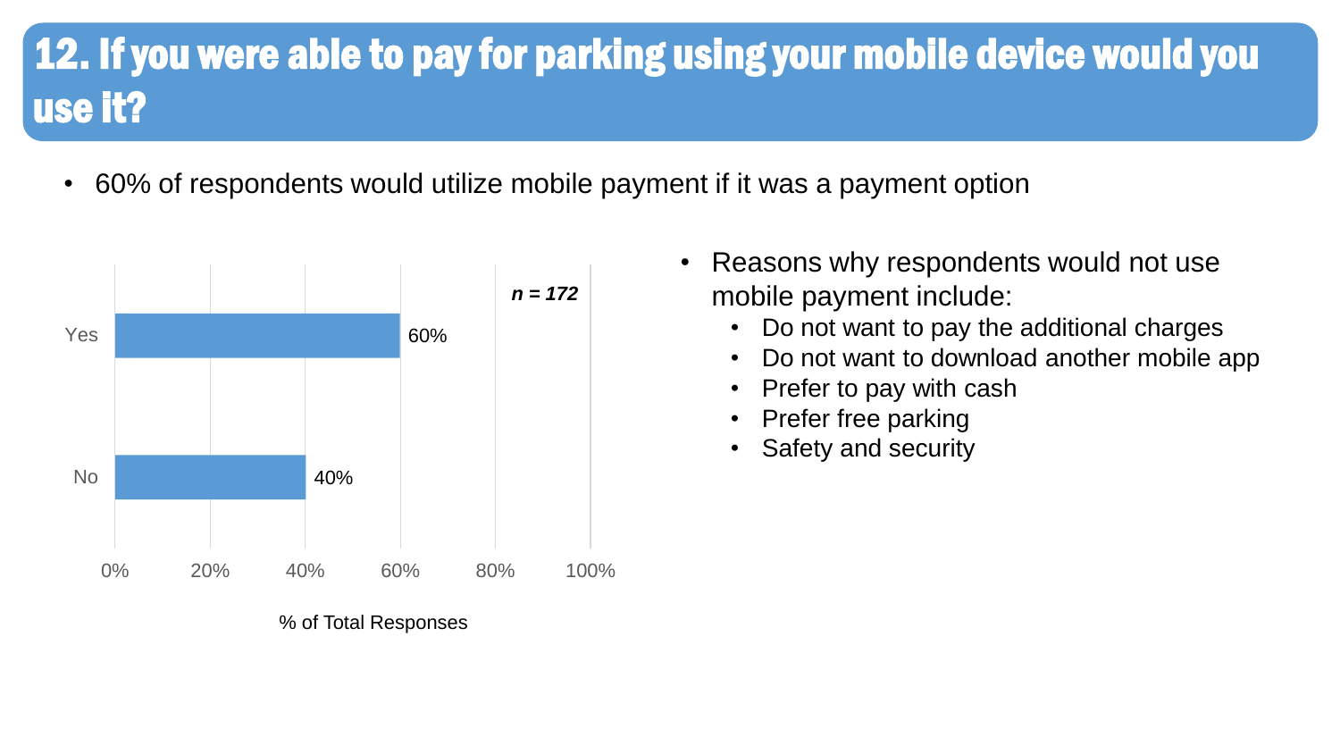# 12. If you were able to pay for parking using your mobile device would you use it?

- 60% of respondents would utilize mobile payment if it was a payment option

| Response | % of Total Responses |
|---|---|
| Yes | 60% |
| No | 40% |

*n = 172*

- Reasons why respondents would not use mobile payment include:
  - Do not want to pay the additional charges
  - Do not want to download another mobile app
  - Prefer to pay with cash
  - Prefer free parking
  - Safety and security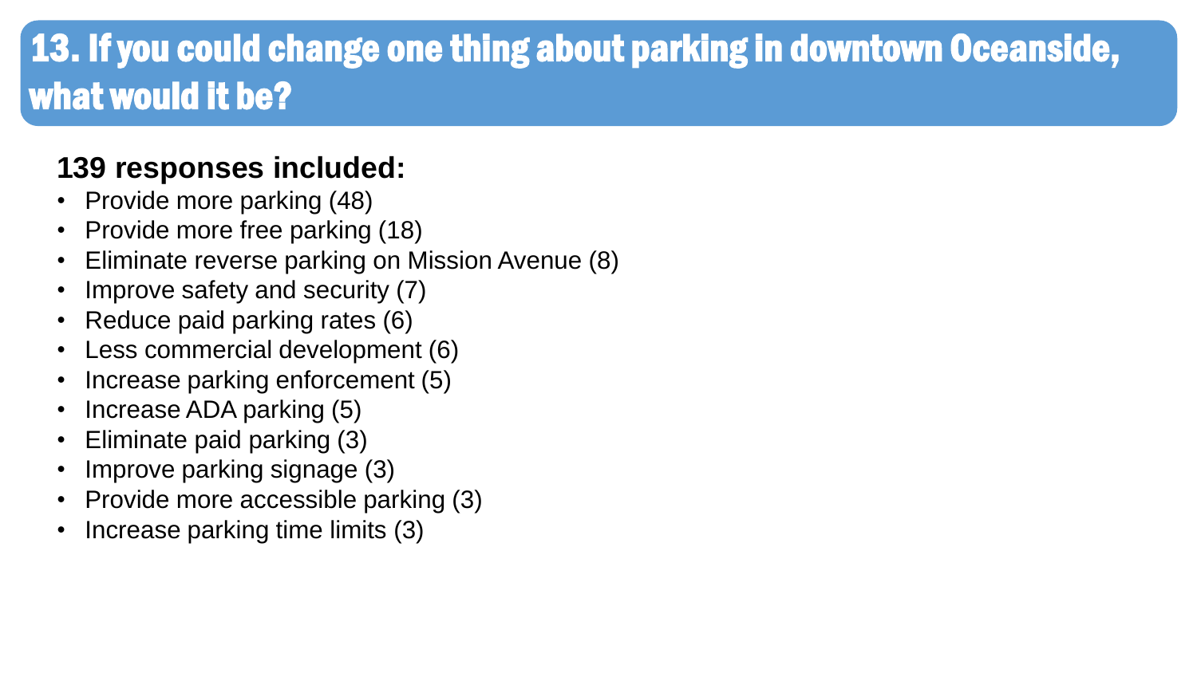# 13. If you could change one thing about parking in downtown Oceanside, what would it be?

**139 responses included:**

- Provide more parking (48)
- Provide more free parking (18)
- Eliminate reverse parking on Mission Avenue (8)
- Improve safety and security (7)
- Reduce paid parking rates (6)
- Less commercial development (6)
- Increase parking enforcement (5)
- Increase ADA parking (5)
- Eliminate paid parking (3)
- Improve parking signage (3)
- Provide more accessible parking (3)
- Increase parking time limits (3)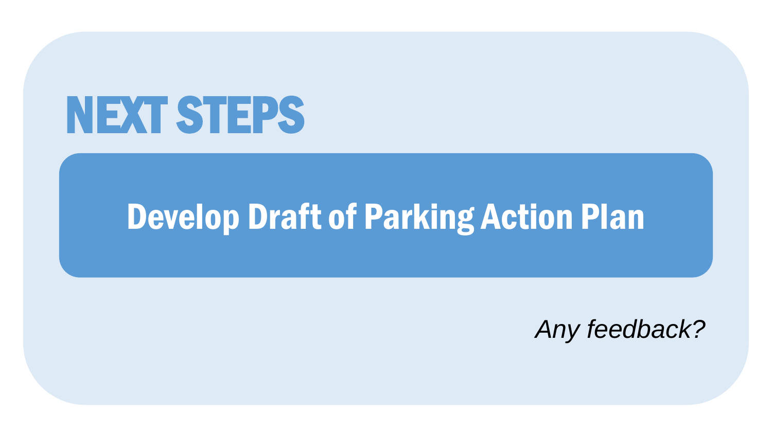# NEXT STEPS

**Develop Draft of Parking Action Plan**

*Any feedback?*